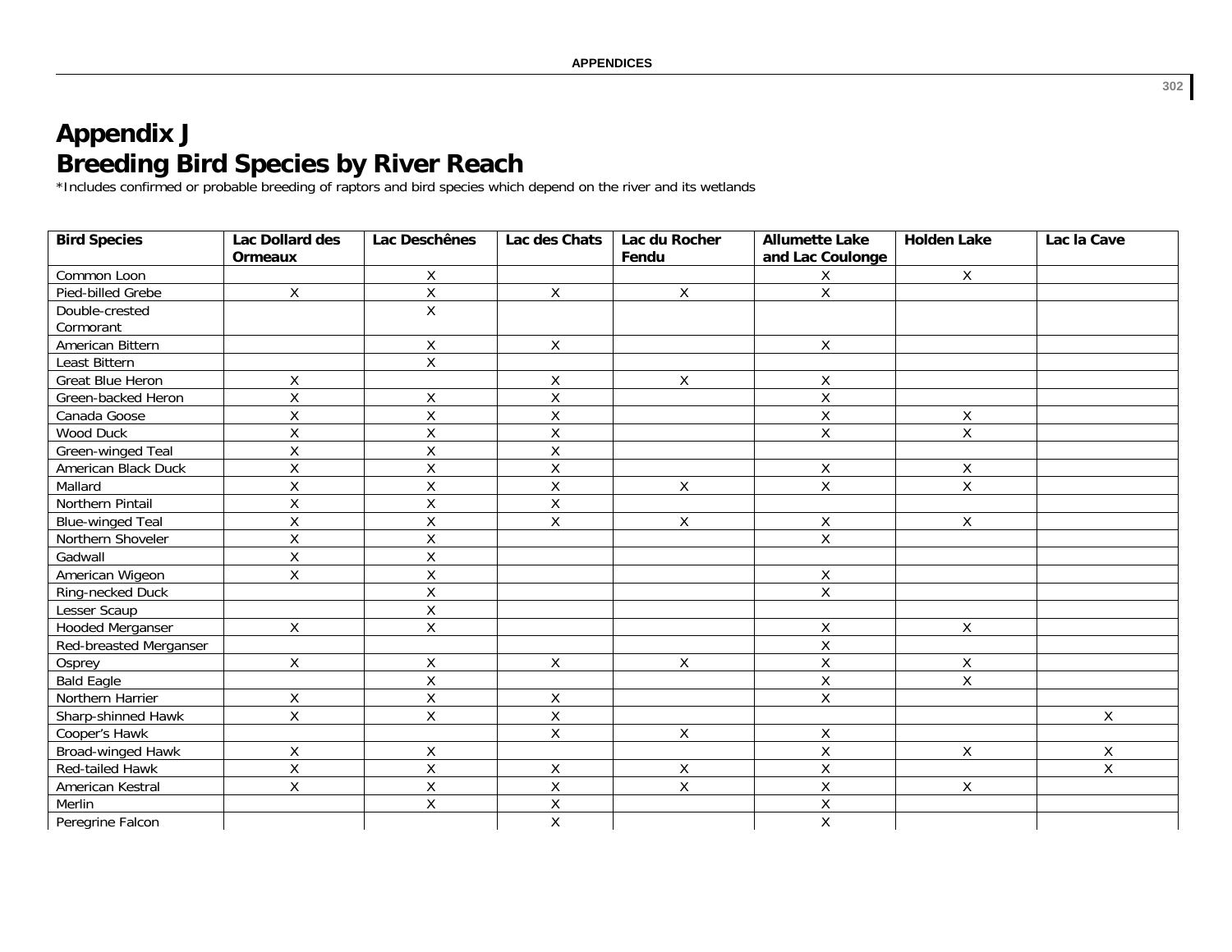# Appendix J
# Breeding Bird Species by River Reach

*Includes confirmed or probable breeding of raptors and bird species which depend on the river and its wetlands

| Bird Species | Lac Dollard des Ormeaux | Lac Deschênes | Lac des Chats | Lac du Rocher Fendu | Allumette Lake and Lac Coulonge | Holden Lake | Lac la Cave |
|---|---|---|---|---|---|---|---|
| Common Loon | | X | | | X | X | |
| Pied-billed Grebe | X | X | X | X | X | | |
| Double-crested Cormorant | | X | | | | | |
| American Bittern | | X | X | | X | | |
| Least Bittern | | X | | | | | |
| Great Blue Heron | X | | X | X | X | | |
| Green-backed Heron | X | X | X | | X | | |
| Canada Goose | X | X | X | | X | X | |
| Wood Duck | X | X | X | | X | X | |
| Green-winged Teal | X | X | X | | | | |
| American Black Duck | X | X | X | | X | X | |
| Mallard | X | X | X | X | X | X | |
| Northern Pintail | X | X | X | | | | |
| Blue-winged Teal | X | X | X | X | X | X | |
| Northern Shoveler | X | X | | | X | | |
| Gadwall | X | X | | | | | |
| American Wigeon | X | X | | | X | | |
| Ring-necked Duck | | X | | | X | | |
| Lesser Scaup | | X | | | | | |
| Hooded Merganser | X | X | | | X | X | |
| Red-breasted Merganser | | | | | X | | |
| Osprey | X | X | X | X | X | X | |
| Bald Eagle | | X | | | X | X | |
| Northern Harrier | X | X | X | | X | | |
| Sharp-shinned Hawk | X | X | X | | | | X |
| Cooper's Hawk | | | X | X | X | | |
| Broad-winged Hawk | X | X | | | X | X | X |
| Red-tailed Hawk | X | X | X | X | X | | X |
| American Kestrel | X | X | X | X | X | X | |
| Merlin | | X | X | | X | | |
| Peregrine Falcon | | | X | | X | | |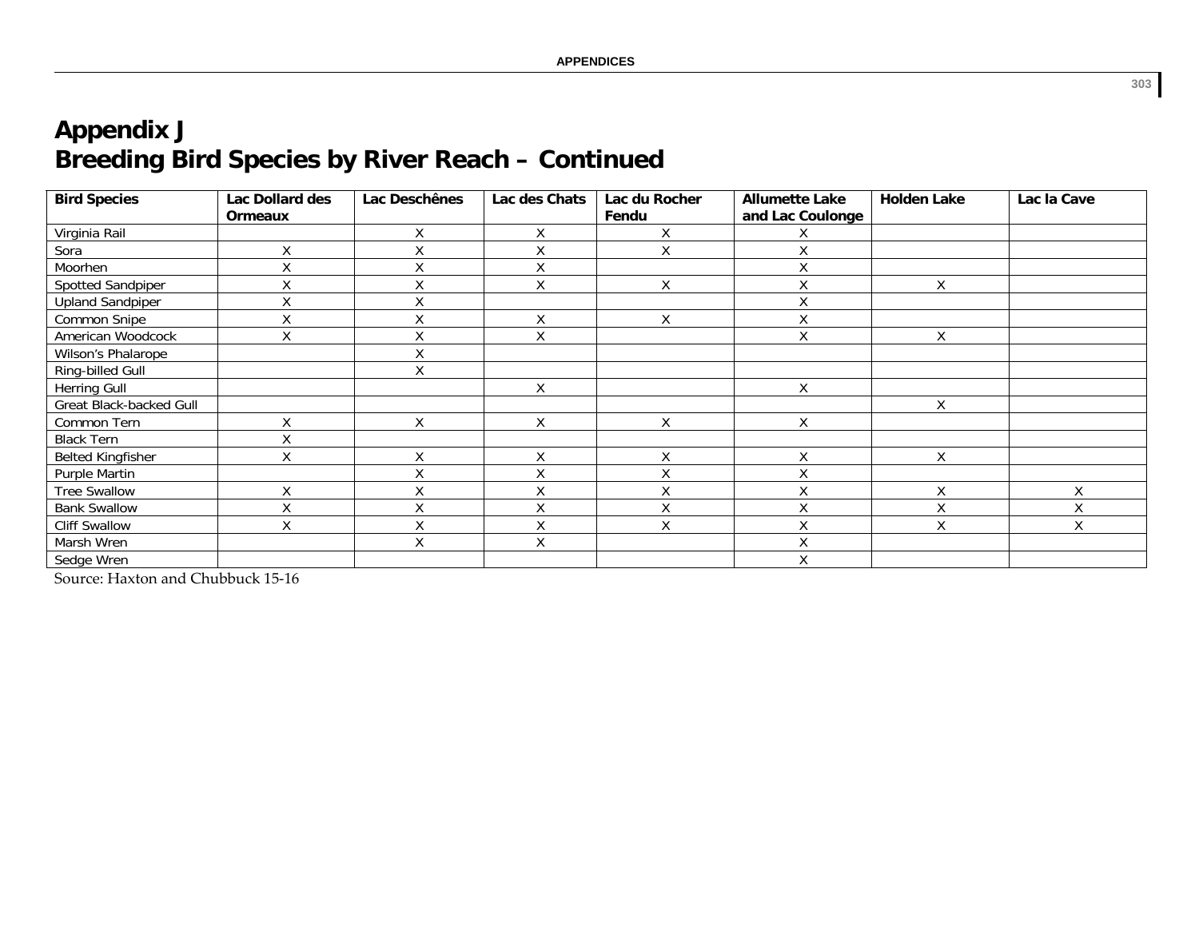# Appendix J
# Breeding Bird Species by River Reach – Continued

| Bird Species | Lac Dollard des Ormeaux | Lac Deschênes | Lac des Chats | Lac du Rocher Fendu | Allumette Lake and Lac Coulonge | Holden Lake | Lac la Cave |
|---|---|---|---|---|---|---|---|
| Virginia Rail | | X | X | X | X | | |
| Sora | X | X | X | X | X | | |
| Moorhen | X | X | X | | X | | |
| Spotted Sandpiper | X | X | X | X | X | X | |
| Upland Sandpiper | X | X | | | X | | |
| Common Snipe | X | X | X | X | X | | |
| American Woodcock | X | X | X | | X | X | |
| Wilson's Phalarope | | X | | | | | |
| Ring-billed Gull | | X | | | | | |
| Herring Gull | | | X | | X | | |
| Great Black-backed Gull | | | | | | X | |
| Common Tern | X | X | X | X | X | | |
| Black Tern | X | | | | | | |
| Belted Kingfisher | X | X | X | X | X | X | |
| Purple Martin | | X | X | X | X | | |
| Tree Swallow | X | X | X | X | X | X | X |
| Bank Swallow | X | X | X | X | X | X | X |
| Cliff Swallow | X | X | X | X | X | X | X |
| Marsh Wren | | X | X | | X | | |
| Sedge Wren | | | | | X | | |

Source: Haxton and Chubbuck 15-16